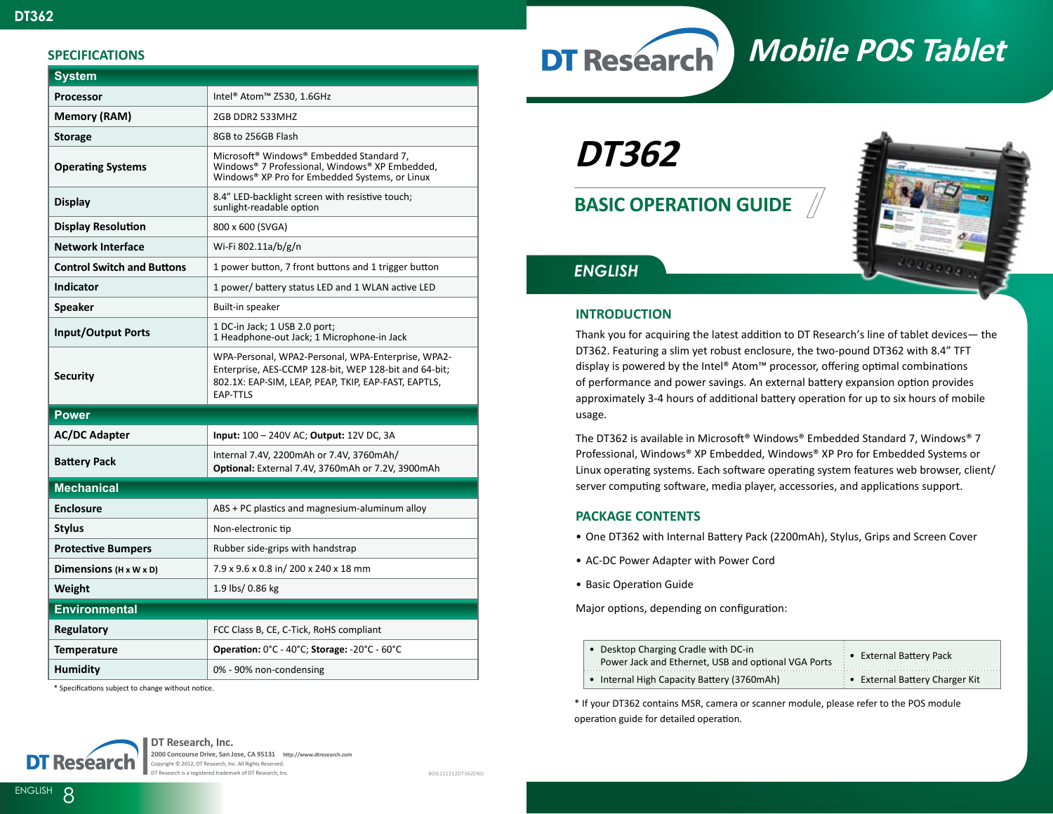## SPECIFICATIONS

| System | |
|---|---|
| **Processor** | Intel® Atom™ Z530, 1.6GHz |
| **Memory (RAM)** | 2GB DDR2 533MHZ |
| **Storage** | 8GB to 256GB Flash |
| **Operating Systems** | Microsoft® Windows® Embedded Standard 7, Windows® 7 Professional, Windows® XP Embedded, Windows® XP Pro for Embedded Systems, or Linux |
| **Display** | 8.4" LED-backlight screen with resistive touch; sunlight-readable option |
| **Display Resolution** | 800 x 600 (SVGA) |
| **Network Interface** | Wi-Fi 802.11a/b/g/n |
| **Control Switch and Buttons** | 1 power button, 7 front buttons and 1 trigger button |
| **Indicator** | 1 power/ battery status LED and 1 WLAN active LED |
| **Speaker** | Built-in speaker |
| **Input/Output Ports** | 1 DC-in Jack; 1 USB 2.0 port; 1 Headphone-out Jack; 1 Microphone-in Jack |
| **Security** | WPA-Personal, WPA2-Personal, WPA-Enterprise, WPA2-Enterprise, AES-CCMP 128-bit, WEP 128-bit and 64-bit; 802.1X: EAP-SIM, LEAP, PEAP, TKIP, EAP-FAST, EAPTLS, EAP-TTLS |
| **Power** | |
| **AC/DC Adapter** | **Input:** 100 – 240V AC; **Output:** 12V DC, 3A |
| **Battery Pack** | Internal 7.4V, 2200mAh or 7.4V, 3760mAh/ **Optional:** External 7.4V, 3760mAh or 7.2V, 3900mAh |
| **Mechanical** | |
| **Enclosure** | ABS + PC plastics and magnesium-aluminum alloy |
| **Stylus** | Non-electronic tip |
| **Protective Bumpers** | Rubber side-grips with handstrap |
| **Dimensions (H x W x D)** | 7.9 x 9.6 x 0.8 in/ 200 x 240 x 18 mm |
| **Weight** | 1.9 lbs/ 0.86 kg |
| **Environmental** | |
| **Regulatory** | FCC Class B, CE, C-Tick, RoHS compliant |
| **Temperature** | **Operation:** 0°C - 40°C; **Storage:** -20°C - 60°C |
| **Humidity** | 0% - 90% non-condensing |

* Specifications subject to change without notice.

DT Research, Inc.
2000 Concourse Drive, San Jose, CA 95131 http://www.dtresearch.com
Copyright © 2012, DT Research, Inc. All Rights Reserved.
DT Research is a registered trademark of DT Research, Inc.

BOG111312DT362ENG

# DT Research Mobile POS Tablet

# DT362

## BASIC OPERATION GUIDE

### ENGLISH

## INTRODUCTION

Thank you for acquiring the latest addition to DT Research's line of tablet devices— the DT362. Featuring a slim yet robust enclosure, the two-pound DT362 with 8.4" TFT display is powered by the Intel® Atom™ processor, offering optimal combinations of performance and power savings. An external battery expansion option provides approximately 3-4 hours of additional battery operation for up to six hours of mobile usage.

The DT362 is available in Microsoft® Windows® Embedded Standard 7, Windows® 7 Professional, Windows® XP Embedded, Windows® XP Pro for Embedded Systems or Linux operating systems. Each software operating system features web browser, client/ server computing software, media player, accessories, and applications support.

## PACKAGE CONTENTS

- One DT362 with Internal Battery Pack (2200mAh), Stylus, Grips and Screen Cover
- AC-DC Power Adapter with Power Cord
- Basic Operation Guide

Major options, depending on configuration:

| | |
|---|---|
| • Desktop Charging Cradle with DC-in Power Jack and Ethernet, USB and optional VGA Ports | • External Battery Pack |
| • Internal High Capacity Battery (3760mAh) | • External Battery Charger Kit |

* If your DT362 contains MSR, camera or scanner module, please refer to the POS module operation guide for detailed operation.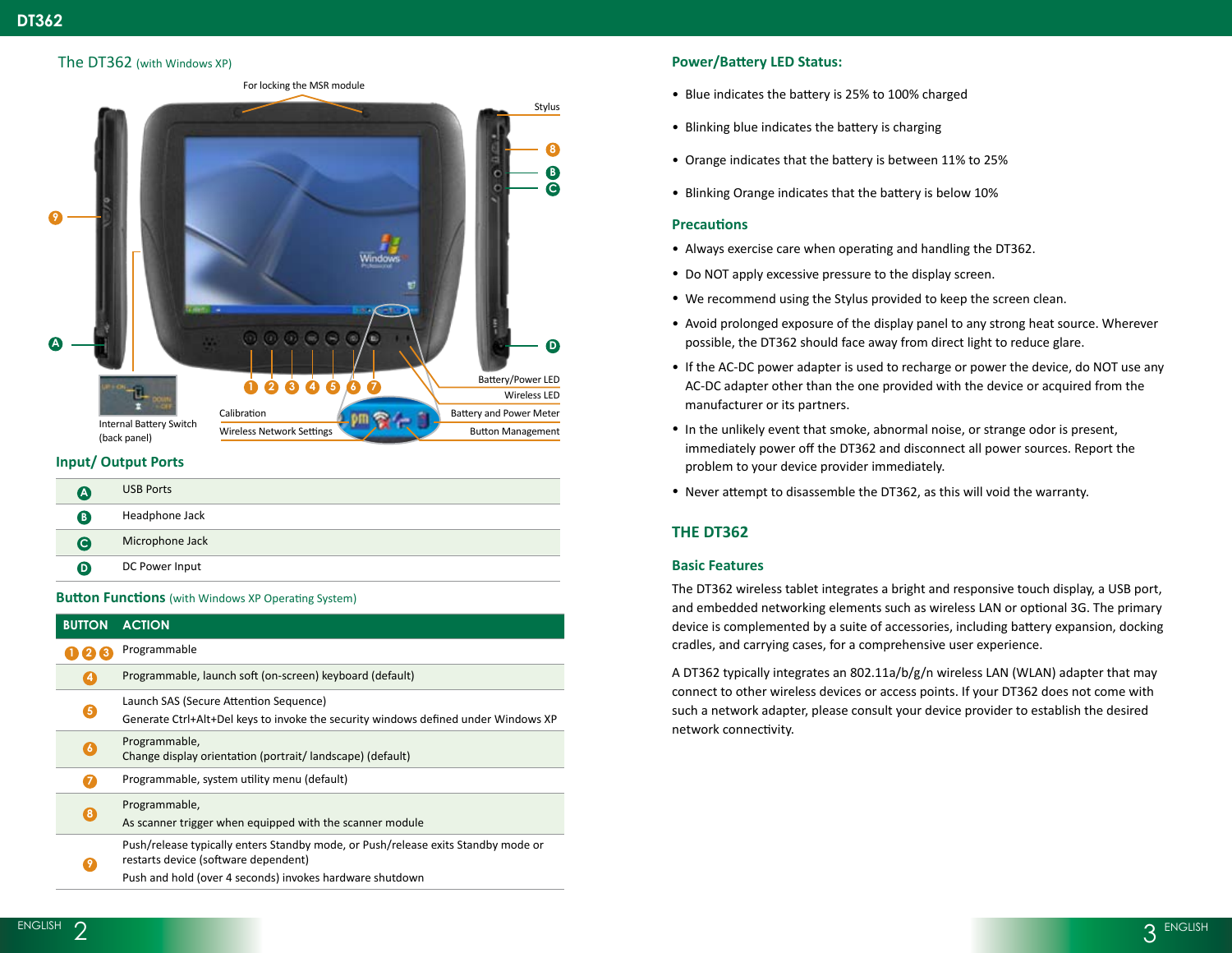## The DT362 (with Windows XP)

For locking the MSR module

Stylus

Internal Battery Switch (back panel)

Calibration

Wireless Network Settings

Battery/Power LED

Wireless LED

Battery and Power Meter

Button Management

### Input/ Output Ports

| | |
|---|---|
| A | USB Ports |
| B | Headphone Jack |
| C | Microphone Jack |
| D | DC Power Input |

### Button Functions (with Windows XP Operating System)

| BUTTON | ACTION |
|---|---|
| 1 2 3 | Programmable |
| 4 | Programmable, launch soft (on-screen) keyboard (default) |
| 5 | Launch SAS (Secure Attention Sequence)<br>Generate Ctrl+Alt+Del keys to invoke the security windows defined under Windows XP |
| 6 | Programmable,<br>Change display orientation (portrait/ landscape) (default) |
| 7 | Programmable, system utility menu (default) |
| 8 | Programmable,<br>As scanner trigger when equipped with the scanner module |
| 9 | Push/release typically enters Standby mode, or Push/release exits Standby mode or restarts device (software dependent)<br>Push and hold (over 4 seconds) invokes hardware shutdown |

### Power/Battery LED Status:

- Blue indicates the battery is 25% to 100% charged
- Blinking blue indicates the battery is charging
- Orange indicates that the battery is between 11% to 25%
- Blinking Orange indicates that the battery is below 10%

### Precautions

- Always exercise care when operating and handling the DT362.
- Do NOT apply excessive pressure to the display screen.
- We recommend using the Stylus provided to keep the screen clean.
- Avoid prolonged exposure of the display panel to any strong heat source. Wherever possible, the DT362 should face away from direct light to reduce glare.
- If the AC-DC power adapter is used to recharge or power the device, do NOT use any AC-DC adapter other than the one provided with the device or acquired from the manufacturer or its partners.
- In the unlikely event that smoke, abnormal noise, or strange odor is present, immediately power off the DT362 and disconnect all power sources. Report the problem to your device provider immediately.
- Never attempt to disassemble the DT362, as this will void the warranty.

## THE DT362

### Basic Features

The DT362 wireless tablet integrates a bright and responsive touch display, a USB port, and embedded networking elements such as wireless LAN or optional 3G. The primary device is complemented by a suite of accessories, including battery expansion, docking cradles, and carrying cases, for a comprehensive user experience.

A DT362 typically integrates an 802.11a/b/g/n wireless LAN (WLAN) adapter that may connect to other wireless devices or access points. If your DT362 does not come with such a network adapter, please consult your device provider to establish the desired network connectivity.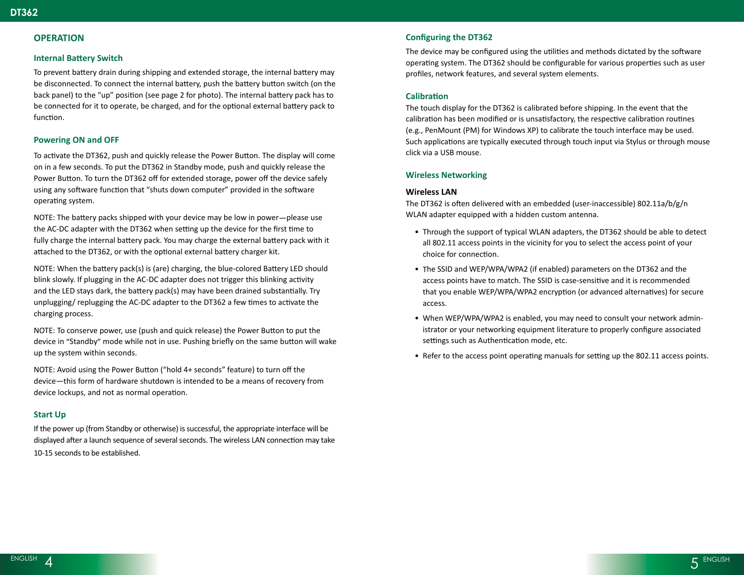## OPERATION

### Internal Battery Switch

To prevent battery drain during shipping and extended storage, the internal battery may be disconnected. To connect the internal battery, push the battery button switch (on the back panel) to the “up” position (see page 2 for photo). The internal battery pack has to be connected for it to operate, be charged, and for the optional external battery pack to function.

### Powering ON and OFF

To activate the DT362, push and quickly release the Power Button. The display will come on in a few seconds. To put the DT362 in Standby mode, push and quickly release the Power Button. To turn the DT362 off for extended storage, power off the device safely using any software function that “shuts down computer” provided in the software operating system.

NOTE: The battery packs shipped with your device may be low in power—please use the AC-DC adapter with the DT362 when setting up the device for the first time to fully charge the internal battery pack. You may charge the external battery pack with it attached to the DT362, or with the optional external battery charger kit.

NOTE: When the battery pack(s) is (are) charging, the blue-colored Battery LED should blink slowly. If plugging in the AC-DC adapter does not trigger this blinking activity and the LED stays dark, the battery pack(s) may have been drained substantially. Try unplugging/ replugging the AC-DC adapter to the DT362 a few times to activate the charging process.

NOTE: To conserve power, use (push and quick release) the Power Button to put the device in “Standby” mode while not in use. Pushing briefly on the same button will wake up the system within seconds.

NOTE: Avoid using the Power Button (“hold 4+ seconds” feature) to turn off the device—this form of hardware shutdown is intended to be a means of recovery from device lockups, and not as normal operation.

### Start Up

If the power up (from Standby or otherwise) is successful, the appropriate interface will be displayed after a launch sequence of several seconds. The wireless LAN connection may take 10-15 seconds to be established.

### Configuring the DT362

The device may be configured using the utilities and methods dictated by the software operating system. The DT362 should be configurable for various properties such as user profiles, network features, and several system elements.

### Calibration

The touch display for the DT362 is calibrated before shipping. In the event that the calibration has been modified or is unsatisfactory, the respective calibration routines (e.g., PenMount (PM) for Windows XP) to calibrate the touch interface may be used. Such applications are typically executed through touch input via Stylus or through mouse click via a USB mouse.

### Wireless Networking

**Wireless LAN**

The DT362 is often delivered with an embedded (user-inaccessible) 802.11a/b/g/n WLAN adapter equipped with a hidden custom antenna.

- Through the support of typical WLAN adapters, the DT362 should be able to detect all 802.11 access points in the vicinity for you to select the access point of your choice for connection.
- The SSID and WEP/WPA/WPA2 (if enabled) parameters on the DT362 and the access points have to match. The SSID is case-sensitive and it is recommended that you enable WEP/WPA/WPA2 encryption (or advanced alternatives) for secure access.
- When WEP/WPA/WPA2 is enabled, you may need to consult your network administrator or your networking equipment literature to properly configure associated settings such as Authentication mode, etc.
- Refer to the access point operating manuals for setting up the 802.11 access points.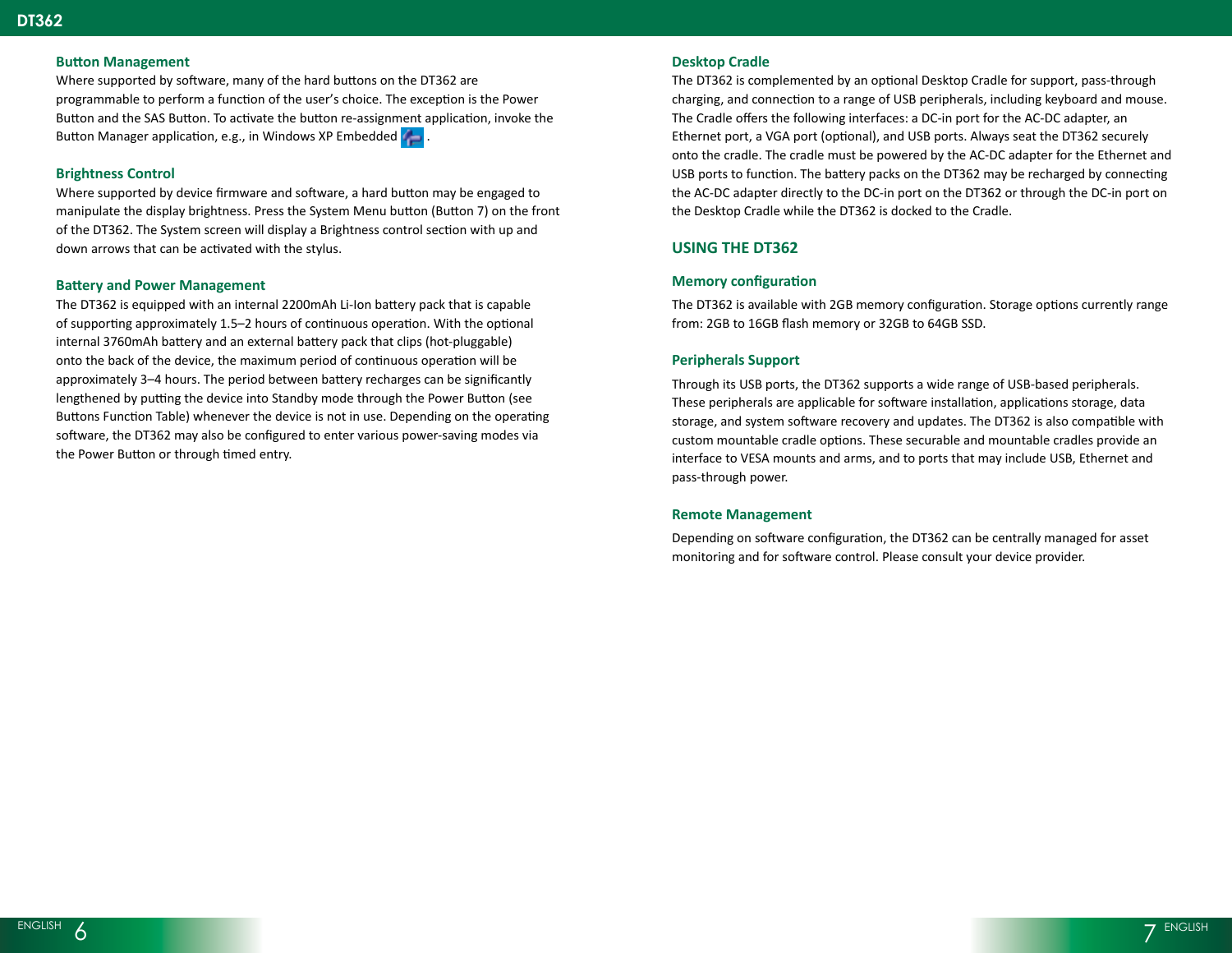### Button Management

Where supported by software, many of the hard buttons on the DT362 are programmable to perform a function of the user's choice. The exception is the Power Button and the SAS Button. To activate the button re-assignment application, invoke the Button Manager application, e.g., in Windows XP Embedded .

### Brightness Control

Where supported by device firmware and software, a hard button may be engaged to manipulate the display brightness. Press the System Menu button (Button 7) on the front of the DT362. The System screen will display a Brightness control section with up and down arrows that can be activated with the stylus.

### Battery and Power Management

The DT362 is equipped with an internal 2200mAh Li-Ion battery pack that is capable of supporting approximately 1.5–2 hours of continuous operation. With the optional internal 3760mAh battery and an external battery pack that clips (hot-pluggable) onto the back of the device, the maximum period of continuous operation will be approximately 3–4 hours. The period between battery recharges can be significantly lengthened by putting the device into Standby mode through the Power Button (see Buttons Function Table) whenever the device is not in use. Depending on the operating software, the DT362 may also be configured to enter various power-saving modes via the Power Button or through timed entry.

### Desktop Cradle

The DT362 is complemented by an optional Desktop Cradle for support, pass-through charging, and connection to a range of USB peripherals, including keyboard and mouse. The Cradle offers the following interfaces: a DC-in port for the AC-DC adapter, an Ethernet port, a VGA port (optional), and USB ports. Always seat the DT362 securely onto the cradle. The cradle must be powered by the AC-DC adapter for the Ethernet and USB ports to function. The battery packs on the DT362 may be recharged by connecting the AC-DC adapter directly to the DC-in port on the DT362 or through the DC-in port on the Desktop Cradle while the DT362 is docked to the Cradle.

## USING THE DT362

### Memory configuration

The DT362 is available with 2GB memory configuration. Storage options currently range from: 2GB to 16GB flash memory or 32GB to 64GB SSD.

### Peripherals Support

Through its USB ports, the DT362 supports a wide range of USB-based peripherals. These peripherals are applicable for software installation, applications storage, data storage, and system software recovery and updates. The DT362 is also compatible with custom mountable cradle options. These securable and mountable cradles provide an interface to VESA mounts and arms, and to ports that may include USB, Ethernet and pass-through power.

### Remote Management

Depending on software configuration, the DT362 can be centrally managed for asset monitoring and for software control. Please consult your device provider.